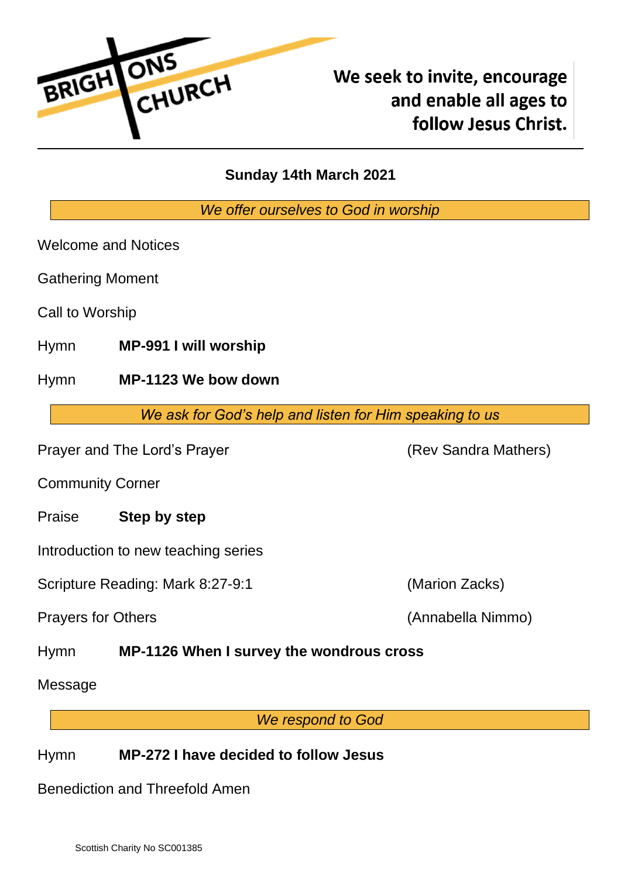BRIGHTONS CHURCH

**We seek to invite, encourage and enable all ages to follow Jesus Christ.**

**Sunday 14th March 2021**

*We offer ourselves to God in worship*

Welcome and Notices

Gathering Moment

Call to Worship

Hymn **MP-991 I will worship**

Hymn **MP-1123 We bow down**

*We ask for God's help and listen for Him speaking to us*

Prayer and The Lord's Prayer (Rev Sandra Mathers)

Community Corner

Praise **Step by step**

Introduction to new teaching series

Scripture Reading: Mark 8:27-9:1 (Marion Zacks)

Prayers for Others (Annabella Nimmo)

Hymn **MP-1126 When I survey the wondrous cross**

Message

*We respond to God*

Hymn **MP-272 I have decided to follow Jesus**

Benediction and Threefold Amen

Scottish Charity No SC001385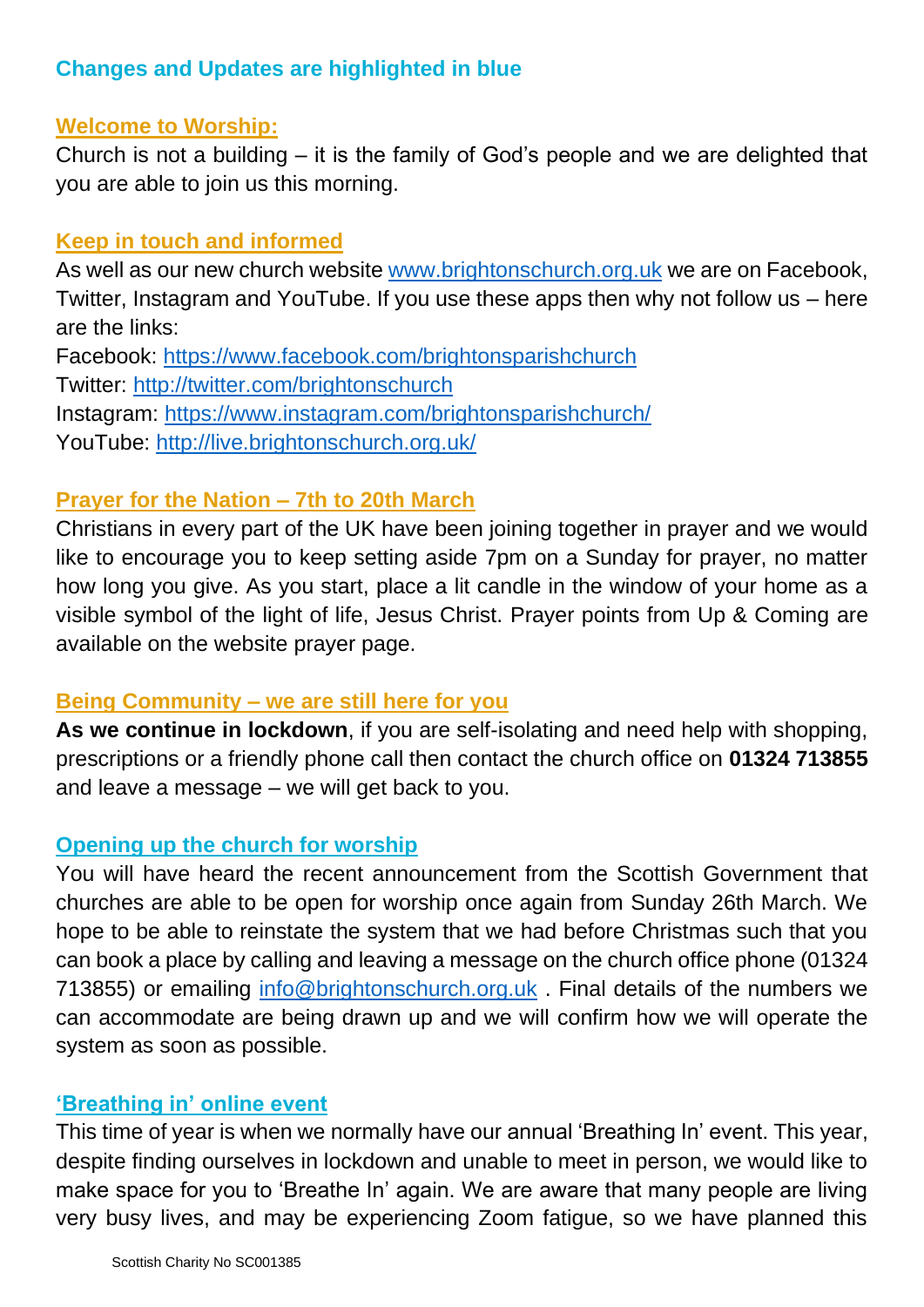**Changes and Updates are highlighted in blue**

## Welcome to Worship:

Church is not a building – it is the family of God's people and we are delighted that you are able to join us this morning.

## Keep in touch and informed

As well as our new church website www.brightonschurch.org.uk we are on Facebook, Twitter, Instagram and YouTube. If you use these apps then why not follow us – here are the links:

Facebook: https://www.facebook.com/brightonsparishchurch
Twitter: http://twitter.com/brightonschurch
Instagram: https://www.instagram.com/brightonsparishchurch/
YouTube: http://live.brightonschurch.org.uk/

## Prayer for the Nation – 7th to 20th March

Christians in every part of the UK have been joining together in prayer and we would like to encourage you to keep setting aside 7pm on a Sunday for prayer, no matter how long you give. As you start, place a lit candle in the window of your home as a visible symbol of the light of life, Jesus Christ. Prayer points from Up & Coming are available on the website prayer page.

## Being Community – we are still here for you

**As we continue in lockdown**, if you are self-isolating and need help with shopping, prescriptions or a friendly phone call then contact the church office on **01324 713855** and leave a message – we will get back to you.

## Opening up the church for worship

You will have heard the recent announcement from the Scottish Government that churches are able to be open for worship once again from Sunday 26th March. We hope to be able to reinstate the system that we had before Christmas such that you can book a place by calling and leaving a message on the church office phone (01324 713855) or emailing info@brightonschurch.org.uk . Final details of the numbers we can accommodate are being drawn up and we will confirm how we will operate the system as soon as possible.

## 'Breathing in' online event

This time of year is when we normally have our annual 'Breathing In' event. This year, despite finding ourselves in lockdown and unable to meet in person, we would like to make space for you to 'Breathe In' again. We are aware that many people are living very busy lives, and may be experiencing Zoom fatigue, so we have planned this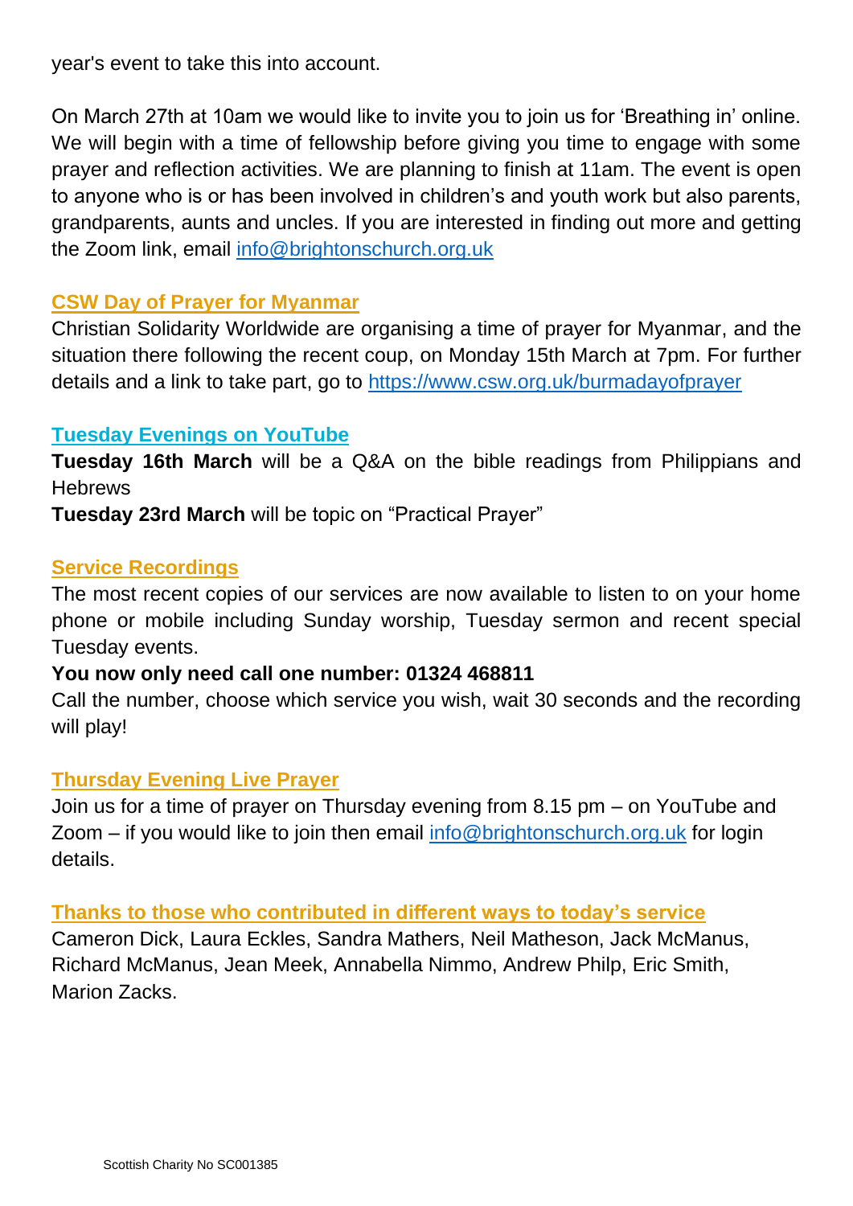year's event to take this into account.

On March 27th at 10am we would like to invite you to join us for 'Breathing in' online. We will begin with a time of fellowship before giving you time to engage with some prayer and reflection activities. We are planning to finish at 11am. The event is open to anyone who is or has been involved in children's and youth work but also parents, grandparents, aunts and uncles. If you are interested in finding out more and getting the Zoom link, email info@brightonschurch.org.uk

### CSW Day of Prayer for Myanmar

Christian Solidarity Worldwide are organising a time of prayer for Myanmar, and the situation there following the recent coup, on Monday 15th March at 7pm. For further details and a link to take part, go to https://www.csw.org.uk/burmadayofprayer

### Tuesday Evenings on YouTube

**Tuesday 16th March** will be a Q&A on the bible readings from Philippians and Hebrews

**Tuesday 23rd March** will be topic on "Practical Prayer"

### Service Recordings

The most recent copies of our services are now available to listen to on your home phone or mobile including Sunday worship, Tuesday sermon and recent special Tuesday events.

**You now only need call one number: 01324 468811**

Call the number, choose which service you wish, wait 30 seconds and the recording will play!

### Thursday Evening Live Prayer

Join us for a time of prayer on Thursday evening from 8.15 pm – on YouTube and Zoom – if you would like to join then email info@brightonschurch.org.uk for login details.

### Thanks to those who contributed in different ways to today's service

Cameron Dick, Laura Eckles, Sandra Mathers, Neil Matheson, Jack McManus, Richard McManus, Jean Meek, Annabella Nimmo, Andrew Philp, Eric Smith, Marion Zacks.

Scottish Charity No SC001385